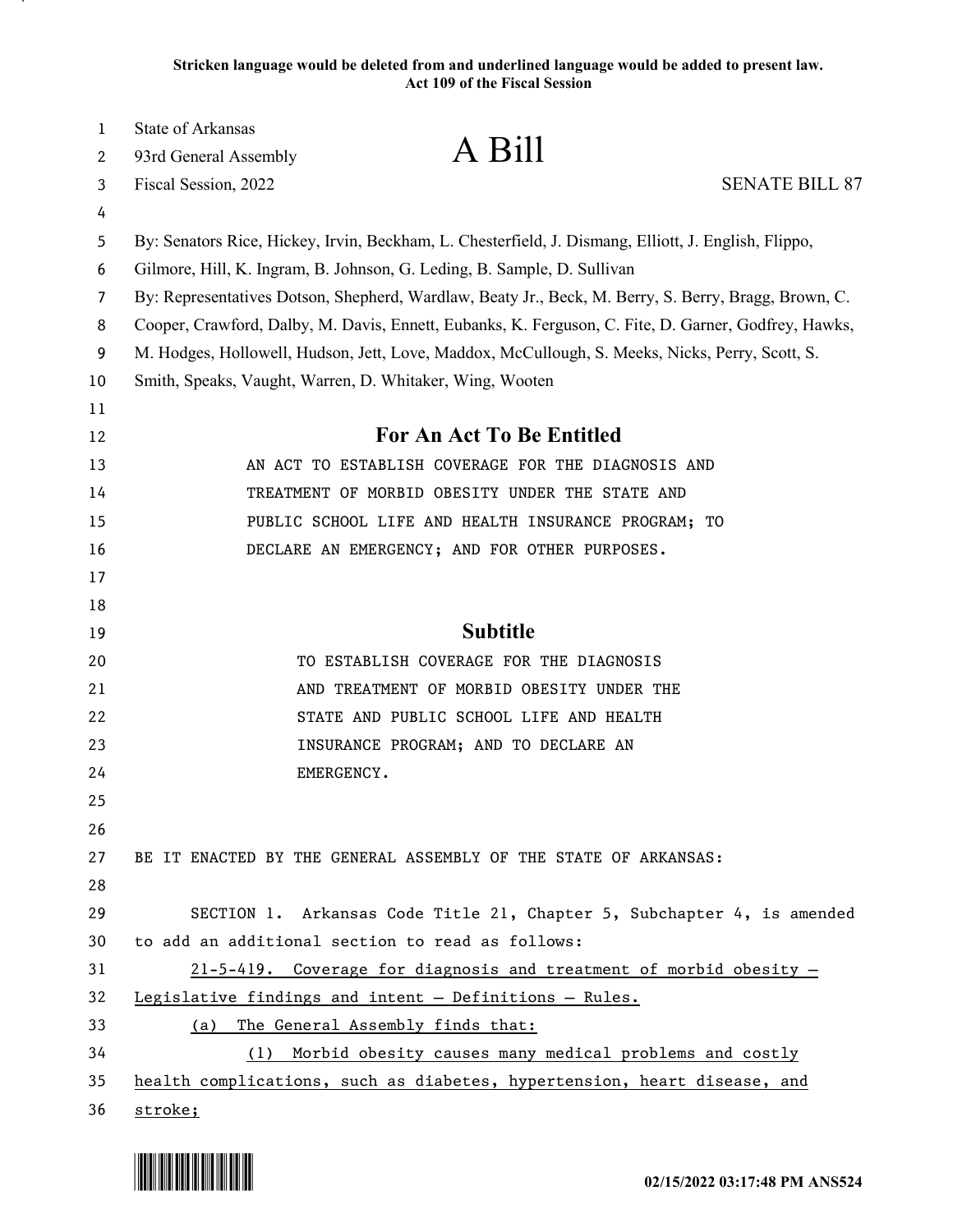**Stricken language would be deleted from and underlined language would be added to present law.**
**Act 109 of the Fiscal Session**

State of Arkansas
93rd General Assembly

# A Bill

Fiscal Session, 2022

SENATE BILL 87

By: Senators Rice, Hickey, Irvin, Beckham, L. Chesterfield, J. Dismang, Elliott, J. English, Flippo, Gilmore, Hill, K. Ingram, B. Johnson, G. Leding, B. Sample, D. Sullivan

By: Representatives Dotson, Shepherd, Wardlaw, Beaty Jr., Beck, M. Berry, S. Berry, Bragg, Brown, C. Cooper, Crawford, Dalby, M. Davis, Ennett, Eubanks, K. Ferguson, C. Fite, D. Garner, Godfrey, Hawks, M. Hodges, Hollowell, Hudson, Jett, Love, Maddox, McCullough, S. Meeks, Nicks, Perry, Scott, S. Smith, Speaks, Vaught, Warren, D. Whitaker, Wing, Wooten

## For An Act To Be Entitled

AN ACT TO ESTABLISH COVERAGE FOR THE DIAGNOSIS AND TREATMENT OF MORBID OBESITY UNDER THE STATE AND PUBLIC SCHOOL LIFE AND HEALTH INSURANCE PROGRAM; TO DECLARE AN EMERGENCY; AND FOR OTHER PURPOSES.

## Subtitle

TO ESTABLISH COVERAGE FOR THE DIAGNOSIS AND TREATMENT OF MORBID OBESITY UNDER THE STATE AND PUBLIC SCHOOL LIFE AND HEALTH INSURANCE PROGRAM; AND TO DECLARE AN EMERGENCY.

BE IT ENACTED BY THE GENERAL ASSEMBLY OF THE STATE OF ARKANSAS:

SECTION 1. Arkansas Code Title 21, Chapter 5, Subchapter 4, is amended to add an additional section to read as follows:

<u>21-5-419. Coverage for diagnosis and treatment of morbid obesity — Legislative findings and intent — Definitions — Rules.</u>

<u>(a) The General Assembly finds that:</u>

<u>(1) Morbid obesity causes many medical problems and costly health complications, such as diabetes, hypertension, heart disease, and stroke;</u>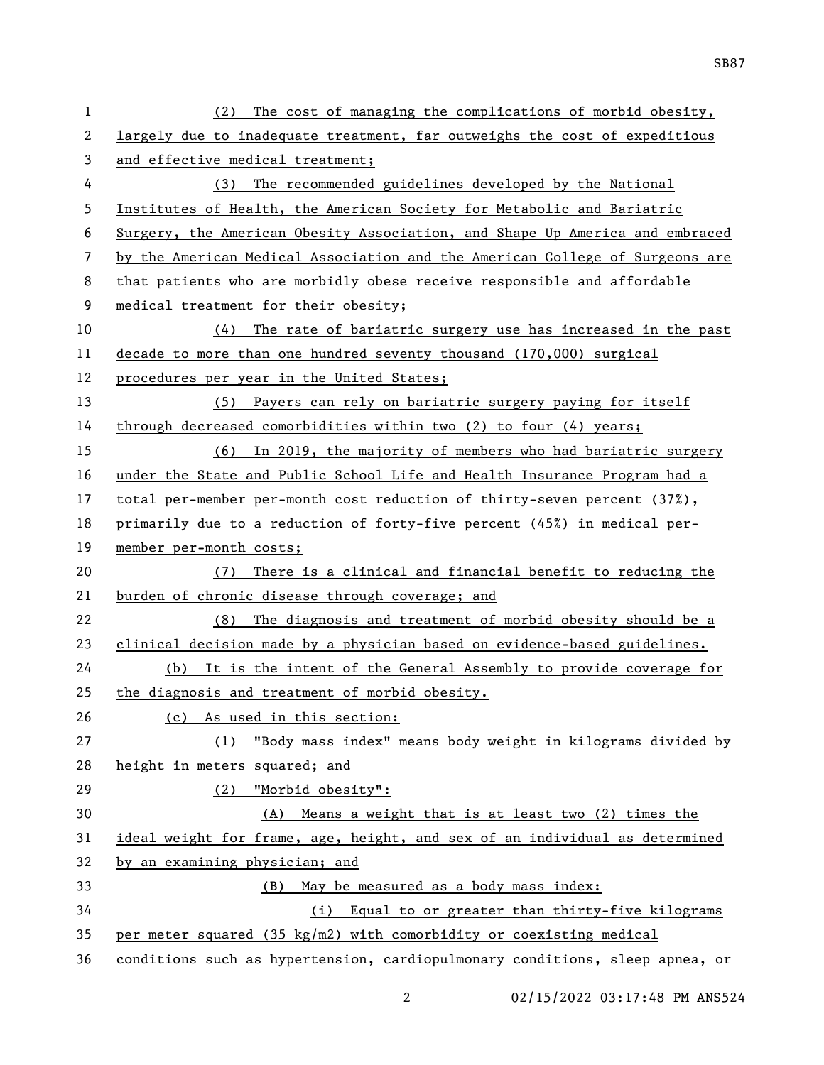(2) The cost of managing the complications of morbid obesity, largely due to inadequate treatment, far outweighs the cost of expeditious and effective medical treatment;

(3) The recommended guidelines developed by the National Institutes of Health, the American Society for Metabolic and Bariatric Surgery, the American Obesity Association, and Shape Up America and embraced by the American Medical Association and the American College of Surgeons are that patients who are morbidly obese receive responsible and affordable medical treatment for their obesity;

(4) The rate of bariatric surgery use has increased in the past decade to more than one hundred seventy thousand (170,000) surgical procedures per year in the United States;

(5) Payers can rely on bariatric surgery paying for itself through decreased comorbidities within two (2) to four (4) years;

(6) In 2019, the majority of members who had bariatric surgery under the State and Public School Life and Health Insurance Program had a total per-member per-month cost reduction of thirty-seven percent (37%), primarily due to a reduction of forty-five percent (45%) in medical per-member per-month costs;

(7) There is a clinical and financial benefit to reducing the burden of chronic disease through coverage; and

(8) The diagnosis and treatment of morbid obesity should be a clinical decision made by a physician based on evidence-based guidelines.

(b) It is the intent of the General Assembly to provide coverage for the diagnosis and treatment of morbid obesity.

(c) As used in this section:

(1) "Body mass index" means body weight in kilograms divided by height in meters squared; and

(2) "Morbid obesity":

(A) Means a weight that is at least two (2) times the ideal weight for frame, age, height, and sex of an individual as determined by an examining physician; and

(B) May be measured as a body mass index:

(i) Equal to or greater than thirty-five kilograms per meter squared (35 kg/m2) with comorbidity or coexisting medical conditions such as hypertension, cardiopulmonary conditions, sleep apnea, or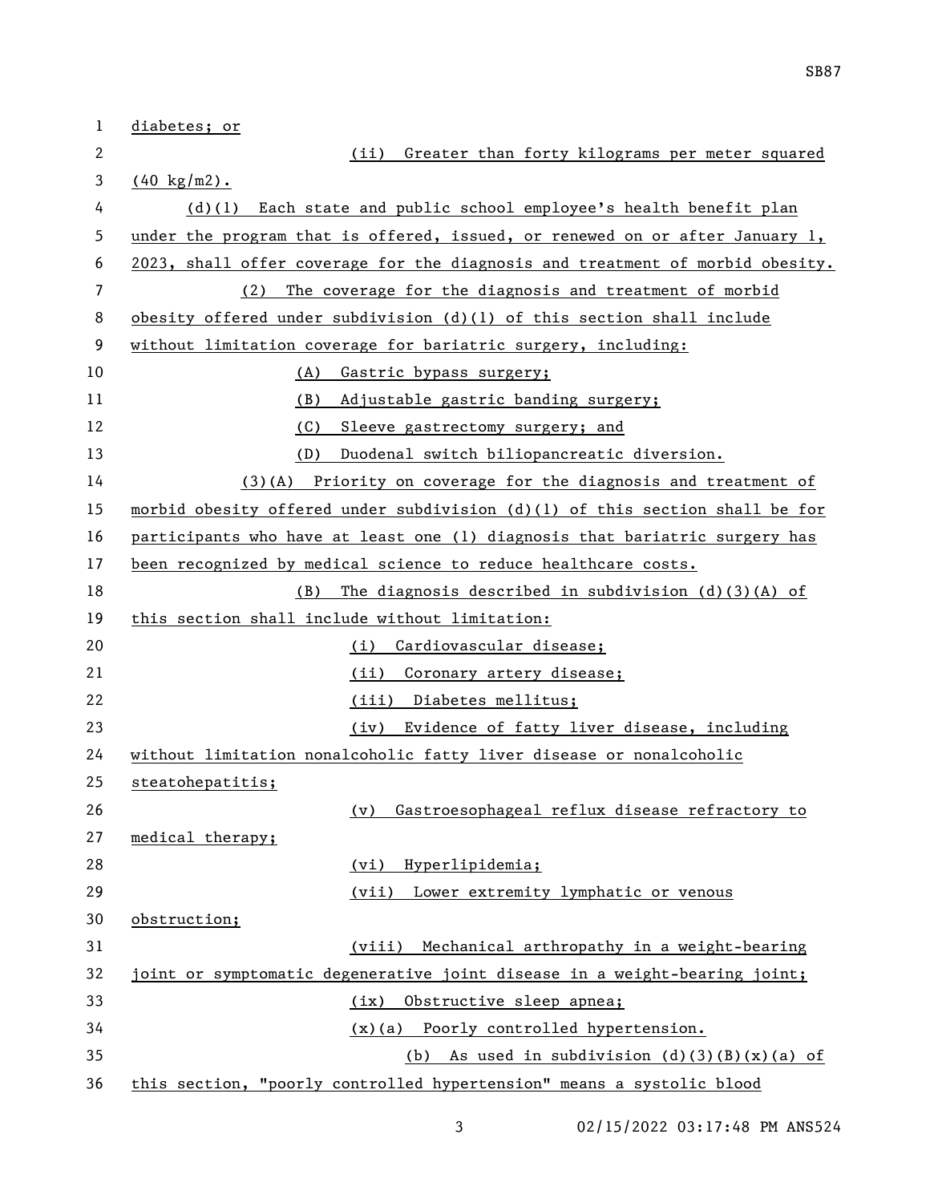diabetes; or

(ii) Greater than forty kilograms per meter squared (40 kg/m2).

(d)(1) Each state and public school employee's health benefit plan under the program that is offered, issued, or renewed on or after January 1, 2023, shall offer coverage for the diagnosis and treatment of morbid obesity.

(2) The coverage for the diagnosis and treatment of morbid obesity offered under subdivision (d)(1) of this section shall include without limitation coverage for bariatric surgery, including:

(A) Gastric bypass surgery;

(B) Adjustable gastric banding surgery;

(C) Sleeve gastrectomy surgery; and

(D) Duodenal switch biliopancreatic diversion.

(3)(A) Priority on coverage for the diagnosis and treatment of morbid obesity offered under subdivision (d)(1) of this section shall be for participants who have at least one (1) diagnosis that bariatric surgery has been recognized by medical science to reduce healthcare costs.

(B) The diagnosis described in subdivision (d)(3)(A) of this section shall include without limitation:

(i) Cardiovascular disease;

(ii) Coronary artery disease;

(iii) Diabetes mellitus;

(iv) Evidence of fatty liver disease, including without limitation nonalcoholic fatty liver disease or nonalcoholic steatohepatitis;

(v) Gastroesophageal reflux disease refractory to medical therapy;

(vi) Hyperlipidemia;

(vii) Lower extremity lymphatic or venous obstruction;

(viii) Mechanical arthropathy in a weight-bearing joint or symptomatic degenerative joint disease in a weight-bearing joint;

(ix) Obstructive sleep apnea;

(x)(a) Poorly controlled hypertension.

(b) As used in subdivision (d)(3)(B)(x)(a) of this section, "poorly controlled hypertension" means a systolic blood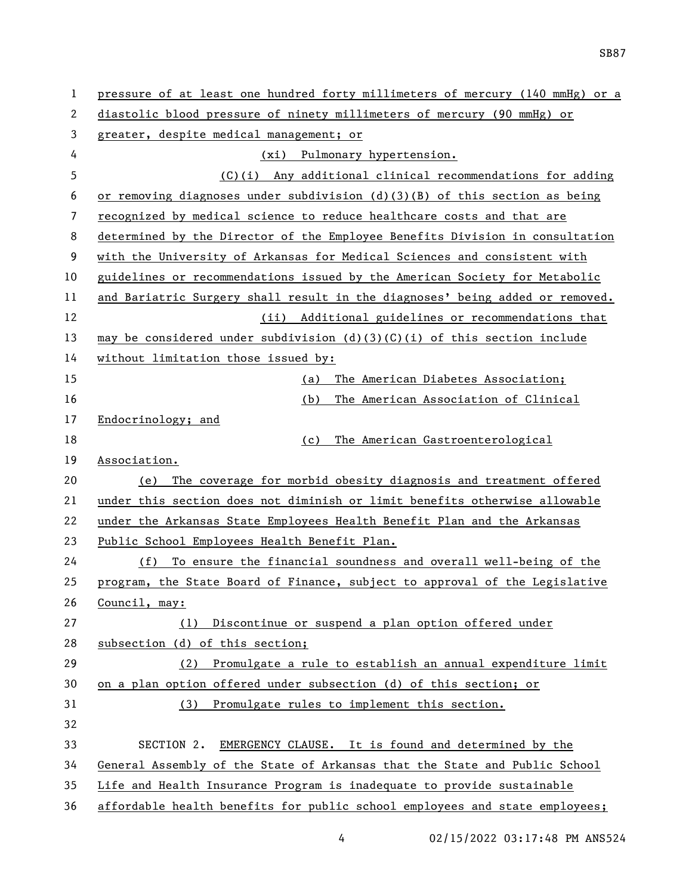pressure of at least one hundred forty millimeters of mercury (140 mmHg) or a diastolic blood pressure of ninety millimeters of mercury (90 mmHg) or greater, despite medical management; or

(xi) Pulmonary hypertension.

(C)(i) Any additional clinical recommendations for adding or removing diagnoses under subdivision (d)(3)(B) of this section as being recognized by medical science to reduce healthcare costs and that are determined by the Director of the Employee Benefits Division in consultation with the University of Arkansas for Medical Sciences and consistent with guidelines or recommendations issued by the American Society for Metabolic and Bariatric Surgery shall result in the diagnoses' being added or removed.

(ii) Additional guidelines or recommendations that may be considered under subdivision (d)(3)(C)(i) of this section include without limitation those issued by:

(a) The American Diabetes Association;

(b) The American Association of Clinical Endocrinology; and

(c) The American Gastroenterological Association.

(e) The coverage for morbid obesity diagnosis and treatment offered under this section does not diminish or limit benefits otherwise allowable under the Arkansas State Employees Health Benefit Plan and the Arkansas Public School Employees Health Benefit Plan.

(f) To ensure the financial soundness and overall well-being of the program, the State Board of Finance, subject to approval of the Legislative Council, may:

(1) Discontinue or suspend a plan option offered under subsection (d) of this section;

(2) Promulgate a rule to establish an annual expenditure limit on a plan option offered under subsection (d) of this section; or

(3) Promulgate rules to implement this section.

SECTION 2. EMERGENCY CLAUSE. It is found and determined by the General Assembly of the State of Arkansas that the State and Public School Life and Health Insurance Program is inadequate to provide sustainable affordable health benefits for public school employees and state employees;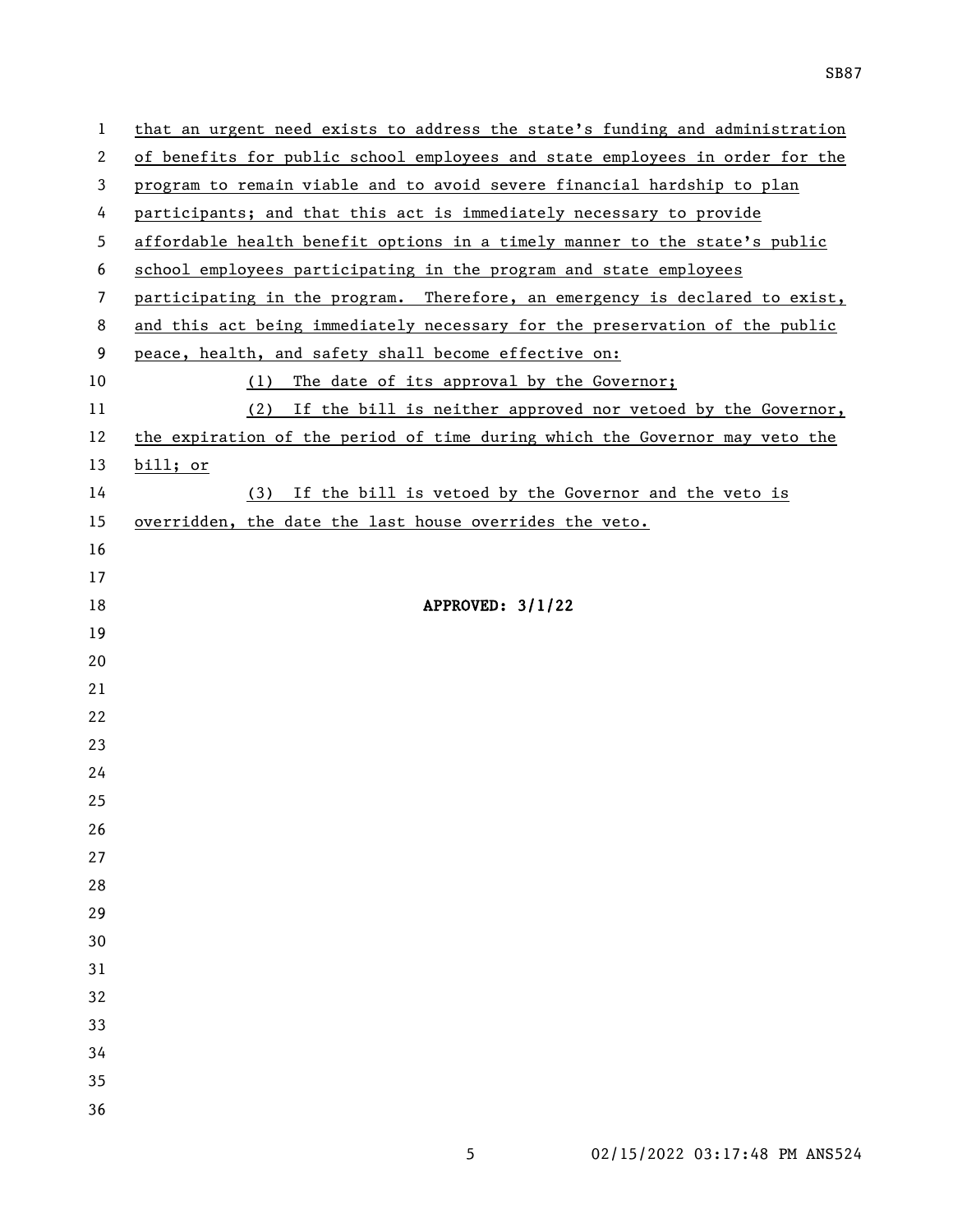that an urgent need exists to address the state's funding and administration of benefits for public school employees and state employees in order for the program to remain viable and to avoid severe financial hardship to plan participants; and that this act is immediately necessary to provide affordable health benefit options in a timely manner to the state's public school employees participating in the program and state employees participating in the program. Therefore, an emergency is declared to exist, and this act being immediately necessary for the preservation of the public peace, health, and safety shall become effective on:

(1) The date of its approval by the Governor;

(2) If the bill is neither approved nor vetoed by the Governor, the expiration of the period of time during which the Governor may veto the bill; or

(3) If the bill is vetoed by the Governor and the veto is overridden, the date the last house overrides the veto.

**APPROVED: 3/1/22**

02/15/2022 03:17:48 PM ANS524